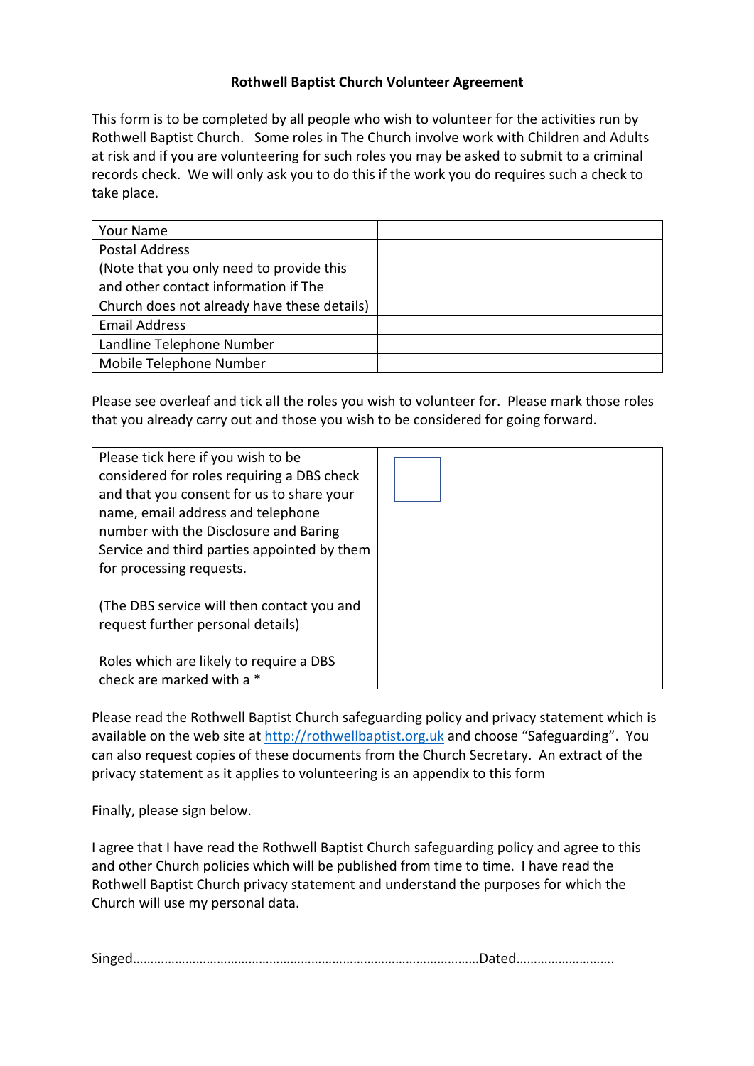**Rothwell Baptist Church Volunteer Agreement**

This form is to be completed by all people who wish to volunteer for the activities run by Rothwell Baptist Church. Some roles in The Church involve work with Children and Adults at risk and if you are volunteering for such roles you may be asked to submit to a criminal records check. We will only ask you to do this if the work you do requires such a check to take place.

| Your Name | |
|---|---|
| Postal Address<br>(Note that you only need to provide this and other contact information if The Church does not already have these details) | |
| Email Address | |
| Landline Telephone Number | |
| Mobile Telephone Number | |

Please see overleaf and tick all the roles you wish to volunteer for. Please mark those roles that you already carry out and those you wish to be considered for going forward.

| Please tick here if you wish to be considered for roles requiring a DBS check and that you consent for us to share your name, email address and telephone number with the Disclosure and Baring Service and third parties appointed by them for processing requests.<br><br>(The DBS service will then contact you and request further personal details)<br><br>Roles which are likely to require a DBS check are marked with a * | ☐ |
|---|---|

Please read the Rothwell Baptist Church safeguarding policy and privacy statement which is available on the web site at http://rothwellbaptist.org.uk and choose "Safeguarding". You can also request copies of these documents from the Church Secretary. An extract of the privacy statement as it applies to volunteering is an appendix to this form

Finally, please sign below.

I agree that I have read the Rothwell Baptist Church safeguarding policy and agree to this and other Church policies which will be published from time to time. I have read the Rothwell Baptist Church privacy statement and understand the purposes for which the Church will use my personal data.

Singed……………………………………………………………………………………Dated……………………….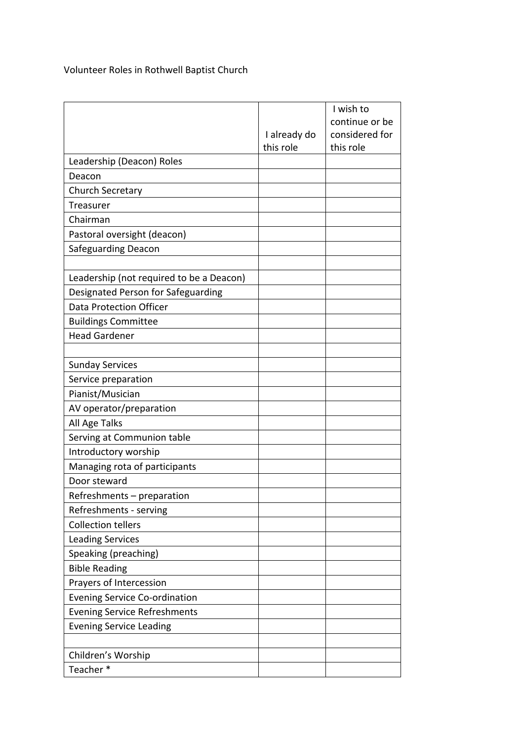Volunteer Roles in Rothwell Baptist Church

| | I already do this role | I wish to continue or be considered for this role |
|---|---|---|
| Leadership (Deacon) Roles | | |
| Deacon | | |
| Church Secretary | | |
| Treasurer | | |
| Chairman | | |
| Pastoral oversight (deacon) | | |
| Safeguarding Deacon | | |
| | | |
| Leadership (not required to be a Deacon) | | |
| Designated Person for Safeguarding | | |
| Data Protection Officer | | |
| Buildings Committee | | |
| Head Gardener | | |
| | | |
| Sunday Services | | |
| Service preparation | | |
| Pianist/Musician | | |
| AV operator/preparation | | |
| All Age Talks | | |
| Serving at Communion table | | |
| Introductory worship | | |
| Managing rota of participants | | |
| Door steward | | |
| Refreshments – preparation | | |
| Refreshments - serving | | |
| Collection tellers | | |
| Leading Services | | |
| Speaking (preaching) | | |
| Bible Reading | | |
| Prayers of Intercession | | |
| Evening Service Co-ordination | | |
| Evening Service Refreshments | | |
| Evening Service Leading | | |
| | | |
| Children's Worship | | |
| Teacher * | | |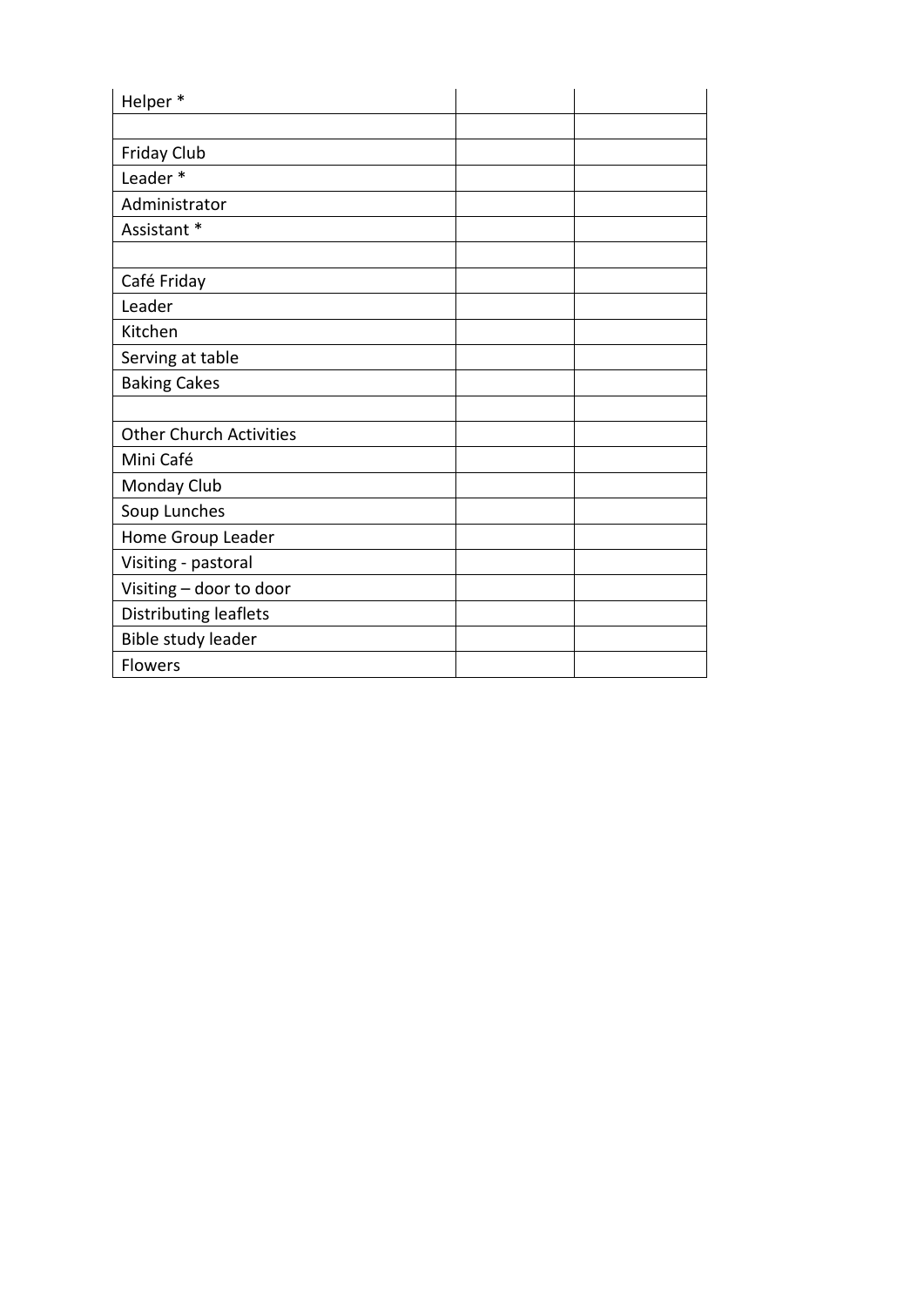| Helper * | | |
|---|---|---|
| | | |
| Friday Club | | |
| Leader * | | |
| Administrator | | |
| Assistant * | | |
| | | |
| Café Friday | | |
| Leader | | |
| Kitchen | | |
| Serving at table | | |
| Baking Cakes | | |
| | | |
| Other Church Activities | | |
| Mini Café | | |
| Monday Club | | |
| Soup Lunches | | |
| Home Group Leader | | |
| Visiting - pastoral | | |
| Visiting – door to door | | |
| Distributing leaflets | | |
| Bible study leader | | |
| Flowers | | |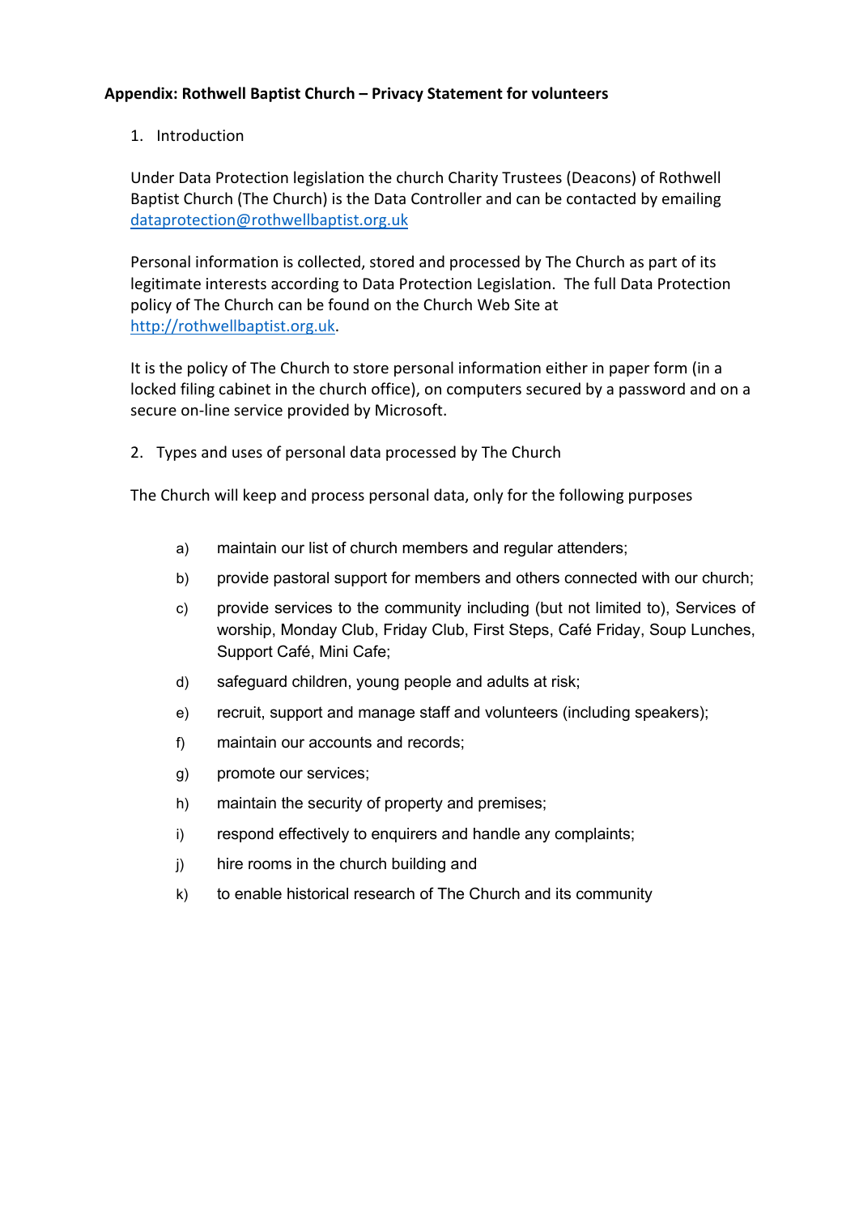**Appendix: Rothwell Baptist Church – Privacy Statement for volunteers**

1. Introduction

Under Data Protection legislation the church Charity Trustees (Deacons) of Rothwell Baptist Church (The Church) is the Data Controller and can be contacted by emailing dataprotection@rothwellbaptist.org.uk

Personal information is collected, stored and processed by The Church as part of its legitimate interests according to Data Protection Legislation. The full Data Protection policy of The Church can be found on the Church Web Site at http://rothwellbaptist.org.uk.

It is the policy of The Church to store personal information either in paper form (in a locked filing cabinet in the church office), on computers secured by a password and on a secure on-line service provided by Microsoft.

2. Types and uses of personal data processed by The Church

The Church will keep and process personal data, only for the following purposes

a) maintain our list of church members and regular attenders;

b) provide pastoral support for members and others connected with our church;

c) provide services to the community including (but not limited to), Services of worship, Monday Club, Friday Club, First Steps, Café Friday, Soup Lunches, Support Café, Mini Cafe;

d) safeguard children, young people and adults at risk;

e) recruit, support and manage staff and volunteers (including speakers);

f) maintain our accounts and records;

g) promote our services;

h) maintain the security of property and premises;

i) respond effectively to enquirers and handle any complaints;

j) hire rooms in the church building and

k) to enable historical research of The Church and its community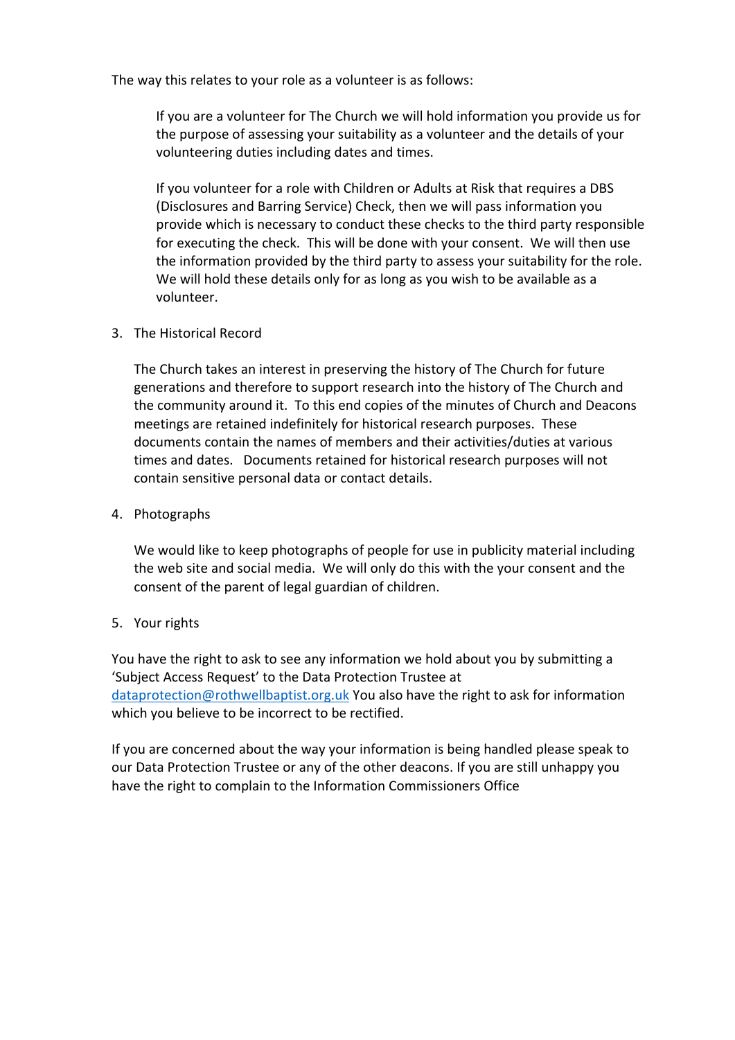The way this relates to your role as a volunteer is as follows:

> If you are a volunteer for The Church we will hold information you provide us for the purpose of assessing your suitability as a volunteer and the details of your volunteering duties including dates and times.
>
> If you volunteer for a role with Children or Adults at Risk that requires a DBS (Disclosures and Barring Service) Check, then we will pass information you provide which is necessary to conduct these checks to the third party responsible for executing the check. This will be done with your consent. We will then use the information provided by the third party to assess your suitability for the role. We will hold these details only for as long as you wish to be available as a volunteer.

3. The Historical Record

   The Church takes an interest in preserving the history of The Church for future generations and therefore to support research into the history of The Church and the community around it. To this end copies of the minutes of Church and Deacons meetings are retained indefinitely for historical research purposes. These documents contain the names of members and their activities/duties at various times and dates. Documents retained for historical research purposes will not contain sensitive personal data or contact details.

4. Photographs

   We would like to keep photographs of people for use in publicity material including the web site and social media. We will only do this with the your consent and the consent of the parent of legal guardian of children.

5. Your rights

You have the right to ask to see any information we hold about you by submitting a 'Subject Access Request' to the Data Protection Trustee at dataprotection@rothwellbaptist.org.uk You also have the right to ask for information which you believe to be incorrect to be rectified.

If you are concerned about the way your information is being handled please speak to our Data Protection Trustee or any of the other deacons. If you are still unhappy you have the right to complain to the Information Commissioners Office